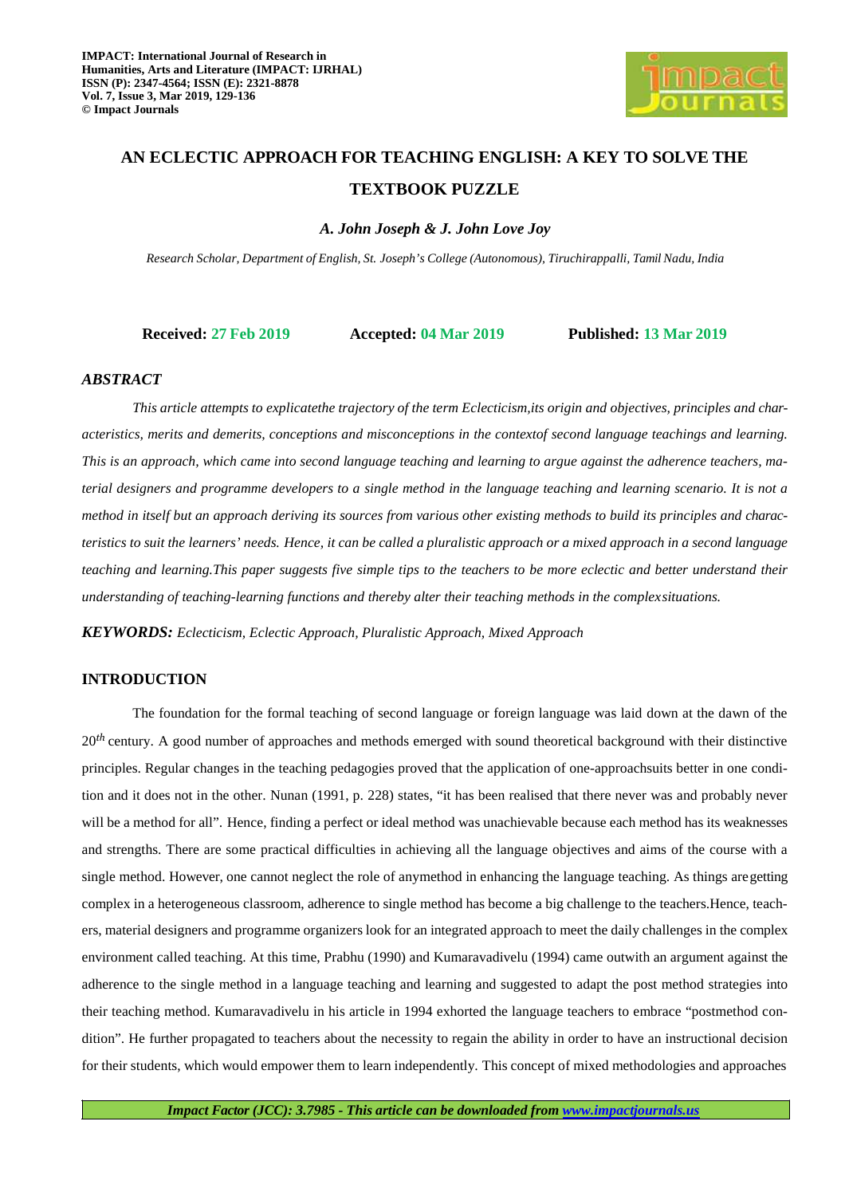# AN ECLECTIC APPROACH FOR TEACHING ENGLISH: A KEY TO SOLVE THE TEXTBOOK PUZZLE

***A. John Joseph & J. John Love Joy***

*Research Scholar, Department of English, St. Joseph's College (Autonomous), Tiruchirappalli, Tamil Nadu, India*

**Received:** 27 Feb 2019 **Accepted:** 04 Mar 2019 **Published:** 13 Mar 2019

## *ABSTRACT*

*This article attempts to explicatethe trajectory of the term Eclecticism,its origin and objectives, principles and characteristics, merits and demerits, conceptions and misconceptions in the contextof second language teachings and learning. This is an approach, which came into second language teaching and learning to argue against the adherence teachers, material designers and programme developers to a single method in the language teaching and learning scenario. It is not a method in itself but an approach deriving its sources from various other existing methods to build its principles and characteristics to suit the learners' needs. Hence, it can be called a pluralistic approach or a mixed approach in a second language teaching and learning.This paper suggests five simple tips to the teachers to be more eclectic and better understand their understanding of teaching-learning functions and thereby alter their teaching methods in the complexsituations.*

***KEYWORDS:*** *Eclecticism, Eclectic Approach, Pluralistic Approach, Mixed Approach*

## INTRODUCTION

The foundation for the formal teaching of second language or foreign language was laid down at the dawn of the 20*th* century. A good number of approaches and methods emerged with sound theoretical background with their distinctive principles. Regular changes in the teaching pedagogies proved that the application of one-approachsuits better in one condition and it does not in the other. Nunan (1991, p. 228) states, "it has been realised that there never was and probably never will be a method for all". Hence, finding a perfect or ideal method was unachievable because each method has its weaknesses and strengths. There are some practical difficulties in achieving all the language objectives and aims of the course with a single method. However, one cannot neglect the role of anymethod in enhancing the language teaching. As things aregetting complex in a heterogeneous classroom, adherence to single method has become a big challenge to the teachers.Hence, teachers, material designers and programme organizers look for an integrated approach to meet the daily challenges in the complex environment called teaching. At this time, Prabhu (1990) and Kumaravadivelu (1994) came outwith an argument against the adherence to the single method in a language teaching and learning and suggested to adapt the post method strategies into their teaching method. Kumaravadivelu in his article in 1994 exhorted the language teachers to embrace "postmethod condition". He further propagated to teachers about the necessity to regain the ability in order to have an instructional decision for their students, which would empower them to learn independently. This concept of mixed methodologies and approaches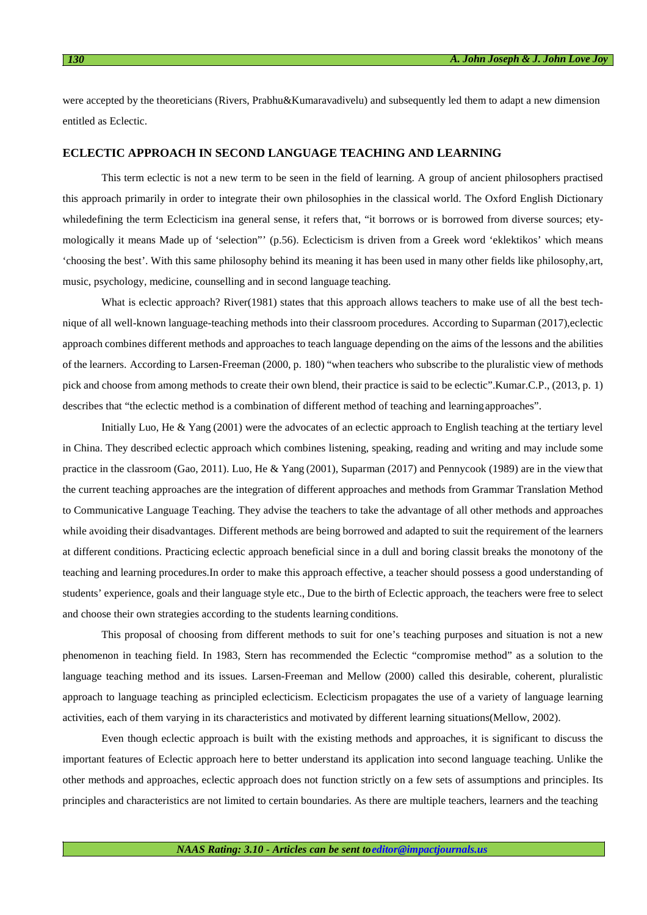were accepted by the theoreticians (Rivers, Prabhu&Kumaravadivelu) and subsequently led them to adapt a new dimension entitled as Eclectic.

## ECLECTIC APPROACH IN SECOND LANGUAGE TEACHING AND LEARNING

This term eclectic is not a new term to be seen in the field of learning. A group of ancient philosophers practised this approach primarily in order to integrate their own philosophies in the classical world. The Oxford English Dictionary whiledefining the term Eclecticism ina general sense, it refers that, "it borrows or is borrowed from diverse sources; etymologically it means Made up of 'selection"' (p.56). Eclecticism is driven from a Greek word 'eklektikos' which means 'choosing the best'. With this same philosophy behind its meaning it has been used in many other fields like philosophy, art, music, psychology, medicine, counselling and in second language teaching.

What is eclectic approach? River(1981) states that this approach allows teachers to make use of all the best technique of all well-known language-teaching methods into their classroom procedures. According to Suparman (2017),eclectic approach combines different methods and approaches to teach language depending on the aims of the lessons and the abilities of the learners. According to Larsen-Freeman (2000, p. 180) "when teachers who subscribe to the pluralistic view of methods pick and choose from among methods to create their own blend, their practice is said to be eclectic".Kumar.C.P., (2013, p. 1) describes that "the eclectic method is a combination of different method of teaching and learning approaches".

Initially Luo, He & Yang (2001) were the advocates of an eclectic approach to English teaching at the tertiary level in China. They described eclectic approach which combines listening, speaking, reading and writing and may include some practice in the classroom (Gao, 2011). Luo, He & Yang (2001), Suparman (2017) and Pennycook (1989) are in the view that the current teaching approaches are the integration of different approaches and methods from Grammar Translation Method to Communicative Language Teaching. They advise the teachers to take the advantage of all other methods and approaches while avoiding their disadvantages. Different methods are being borrowed and adapted to suit the requirement of the learners at different conditions. Practicing eclectic approach beneficial since in a dull and boring classit breaks the monotony of the teaching and learning procedures.In order to make this approach effective, a teacher should possess a good understanding of students' experience, goals and their language style etc., Due to the birth of Eclectic approach, the teachers were free to select and choose their own strategies according to the students learning conditions.

This proposal of choosing from different methods to suit for one's teaching purposes and situation is not a new phenomenon in teaching field. In 1983, Stern has recommended the Eclectic "compromise method" as a solution to the language teaching method and its issues. Larsen-Freeman and Mellow (2000) called this desirable, coherent, pluralistic approach to language teaching as principled eclecticism. Eclecticism propagates the use of a variety of language learning activities, each of them varying in its characteristics and motivated by different learning situations(Mellow, 2002).

Even though eclectic approach is built with the existing methods and approaches, it is significant to discuss the important features of Eclectic approach here to better understand its application into second language teaching. Unlike the other methods and approaches, eclectic approach does not function strictly on a few sets of assumptions and principles. Its principles and characteristics are not limited to certain boundaries. As there are multiple teachers, learners and the teaching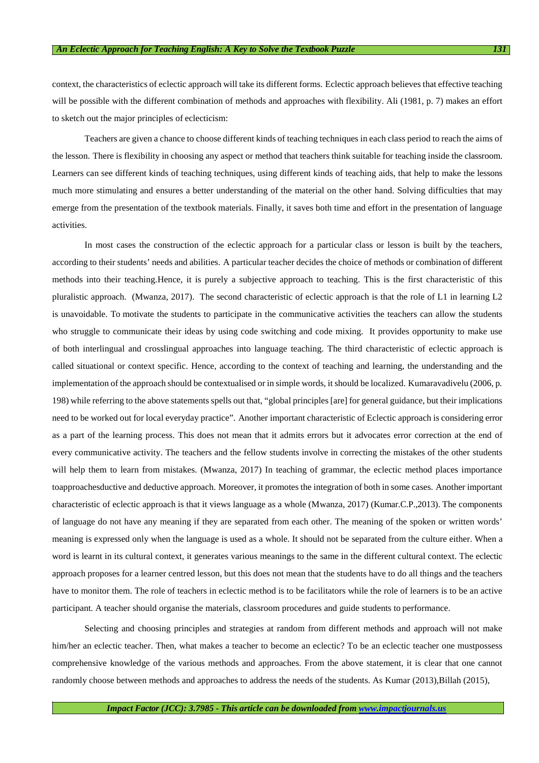context, the characteristics of eclectic approach will take its different forms. Eclectic approach believes that effective teaching will be possible with the different combination of methods and approaches with flexibility. Ali (1981, p. 7) makes an effort to sketch out the major principles of eclecticism:

Teachers are given a chance to choose different kinds of teaching techniques in each class period to reach the aims of the lesson. There is flexibility in choosing any aspect or method that teachers think suitable for teaching inside the classroom. Learners can see different kinds of teaching techniques, using different kinds of teaching aids, that help to make the lessons much more stimulating and ensures a better understanding of the material on the other hand. Solving difficulties that may emerge from the presentation of the textbook materials. Finally, it saves both time and effort in the presentation of language activities.

In most cases the construction of the eclectic approach for a particular class or lesson is built by the teachers, according to their students' needs and abilities. A particular teacher decides the choice of methods or combination of different methods into their teaching.Hence, it is purely a subjective approach to teaching. This is the first characteristic of this pluralistic approach. (Mwanza, 2017). The second characteristic of eclectic approach is that the role of L1 in learning L2 is unavoidable. To motivate the students to participate in the communicative activities the teachers can allow the students who struggle to communicate their ideas by using code switching and code mixing. It provides opportunity to make use of both interlingual and crosslingual approaches into language teaching. The third characteristic of eclectic approach is called situational or context specific. Hence, according to the context of teaching and learning, the understanding and the implementation of the approach should be contextualised or in simple words, it should be localized. Kumaravadivelu (2006, p. 198) while referring to the above statements spells out that, "global principles [are] for general guidance, but their implications need to be worked out for local everyday practice". Another important characteristic of Eclectic approach is considering error as a part of the learning process. This does not mean that it admits errors but it advocates error correction at the end of every communicative activity. The teachers and the fellow students involve in correcting the mistakes of the other students will help them to learn from mistakes. (Mwanza, 2017) In teaching of grammar, the eclectic method places importance toapproachesductive and deductive approach. Moreover, it promotes the integration of both in some cases. Another important characteristic of eclectic approach is that it views language as a whole (Mwanza, 2017) (Kumar.C.P.,2013). The components of language do not have any meaning if they are separated from each other. The meaning of the spoken or written words' meaning is expressed only when the language is used as a whole. It should not be separated from the culture either. When a word is learnt in its cultural context, it generates various meanings to the same in the different cultural context. The eclectic approach proposes for a learner centred lesson, but this does not mean that the students have to do all things and the teachers have to monitor them. The role of teachers in eclectic method is to be facilitators while the role of learners is to be an active participant. A teacher should organise the materials, classroom procedures and guide students to performance.

Selecting and choosing principles and strategies at random from different methods and approach will not make him/her an eclectic teacher. Then, what makes a teacher to become an eclectic? To be an eclectic teacher one mustpossess comprehensive knowledge of the various methods and approaches. From the above statement, it is clear that one cannot randomly choose between methods and approaches to address the needs of the students. As Kumar (2013),Billah (2015),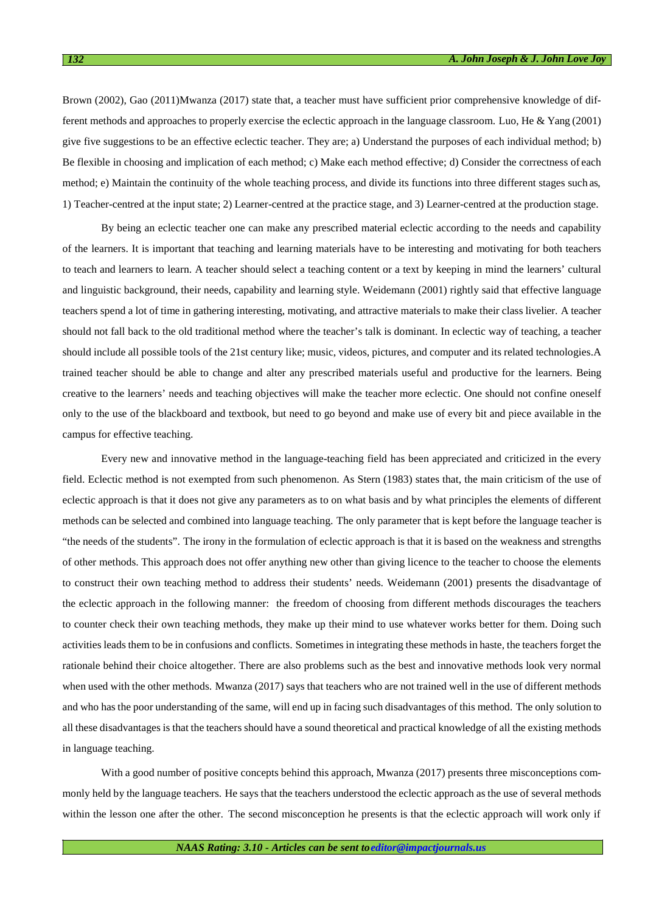Brown (2002), Gao (2011)Mwanza (2017) state that, a teacher must have sufficient prior comprehensive knowledge of different methods and approaches to properly exercise the eclectic approach in the language classroom. Luo, He & Yang (2001) give five suggestions to be an effective eclectic teacher. They are; a) Understand the purposes of each individual method; b) Be flexible in choosing and implication of each method; c) Make each method effective; d) Consider the correctness of each method; e) Maintain the continuity of the whole teaching process, and divide its functions into three different stages such as, 1) Teacher-centred at the input state; 2) Learner-centred at the practice stage, and 3) Learner-centred at the production stage.

By being an eclectic teacher one can make any prescribed material eclectic according to the needs and capability of the learners. It is important that teaching and learning materials have to be interesting and motivating for both teachers to teach and learners to learn. A teacher should select a teaching content or a text by keeping in mind the learners' cultural and linguistic background, their needs, capability and learning style. Weidemann (2001) rightly said that effective language teachers spend a lot of time in gathering interesting, motivating, and attractive materials to make their class livelier. A teacher should not fall back to the old traditional method where the teacher's talk is dominant. In eclectic way of teaching, a teacher should include all possible tools of the 21st century like; music, videos, pictures, and computer and its related technologies.A trained teacher should be able to change and alter any prescribed materials useful and productive for the learners. Being creative to the learners' needs and teaching objectives will make the teacher more eclectic. One should not confine oneself only to the use of the blackboard and textbook, but need to go beyond and make use of every bit and piece available in the campus for effective teaching.

Every new and innovative method in the language-teaching field has been appreciated and criticized in the every field. Eclectic method is not exempted from such phenomenon. As Stern (1983) states that, the main criticism of the use of eclectic approach is that it does not give any parameters as to on what basis and by what principles the elements of different methods can be selected and combined into language teaching. The only parameter that is kept before the language teacher is "the needs of the students". The irony in the formulation of eclectic approach is that it is based on the weakness and strengths of other methods. This approach does not offer anything new other than giving licence to the teacher to choose the elements to construct their own teaching method to address their students' needs. Weidemann (2001) presents the disadvantage of the eclectic approach in the following manner: the freedom of choosing from different methods discourages the teachers to counter check their own teaching methods, they make up their mind to use whatever works better for them. Doing such activities leads them to be in confusions and conflicts. Sometimes in integrating these methods in haste, the teachers forget the rationale behind their choice altogether. There are also problems such as the best and innovative methods look very normal when used with the other methods. Mwanza (2017) says that teachers who are not trained well in the use of different methods and who has the poor understanding of the same, will end up in facing such disadvantages of this method. The only solution to all these disadvantages is that the teachers should have a sound theoretical and practical knowledge of all the existing methods in language teaching.

With a good number of positive concepts behind this approach, Mwanza (2017) presents three misconceptions commonly held by the language teachers. He says that the teachers understood the eclectic approach as the use of several methods within the lesson one after the other. The second misconception he presents is that the eclectic approach will work only if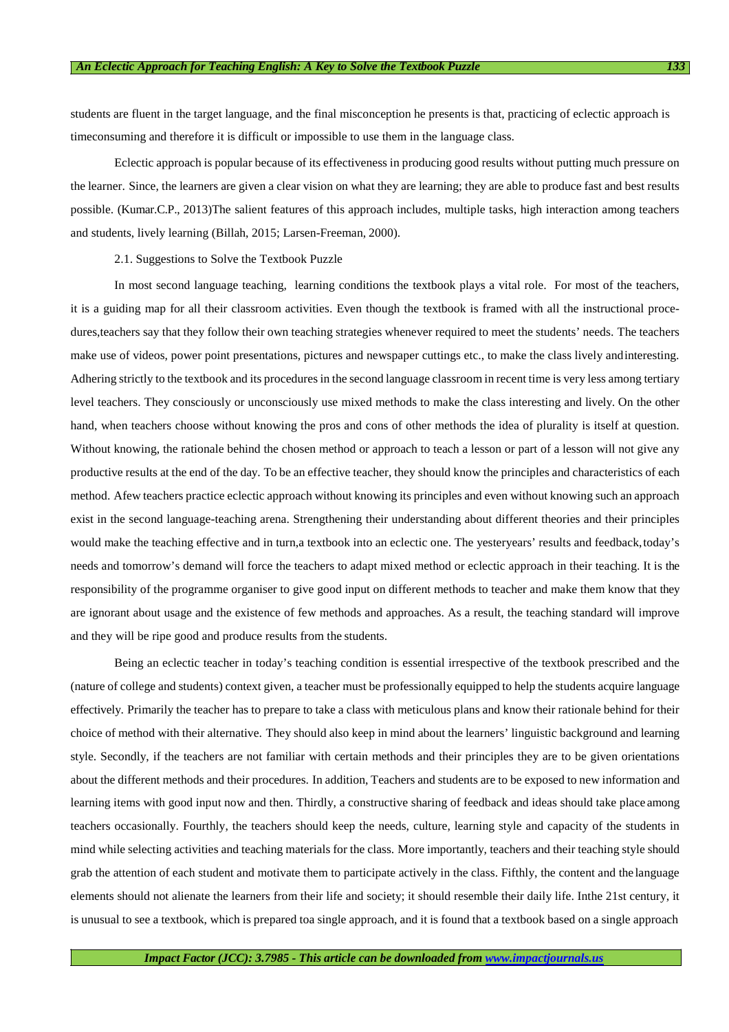students are fluent in the target language, and the final misconception he presents is that, practicing of eclectic approach is timeconsuming and therefore it is difficult or impossible to use them in the language class.

Eclectic approach is popular because of its effectiveness in producing good results without putting much pressure on the learner. Since, the learners are given a clear vision on what they are learning; they are able to produce fast and best results possible. (Kumar.C.P., 2013)The salient features of this approach includes, multiple tasks, high interaction among teachers and students, lively learning (Billah, 2015; Larsen-Freeman, 2000).

### 2.1. Suggestions to Solve the Textbook Puzzle

In most second language teaching, learning conditions the textbook plays a vital role. For most of the teachers, it is a guiding map for all their classroom activities. Even though the textbook is framed with all the instructional procedures,teachers say that they follow their own teaching strategies whenever required to meet the students' needs. The teachers make use of videos, power point presentations, pictures and newspaper cuttings etc., to make the class lively andinteresting. Adhering strictly to the textbook and its procedures in the second language classroom in recent time is very less among tertiary level teachers. They consciously or unconsciously use mixed methods to make the class interesting and lively. On the other hand, when teachers choose without knowing the pros and cons of other methods the idea of plurality is itself at question. Without knowing, the rationale behind the chosen method or approach to teach a lesson or part of a lesson will not give any productive results at the end of the day. To be an effective teacher, they should know the principles and characteristics of each method. Afew teachers practice eclectic approach without knowing its principles and even without knowing such an approach exist in the second language-teaching arena. Strengthening their understanding about different theories and their principles would make the teaching effective and in turn,a textbook into an eclectic one. The yesteryears' results and feedback,today's needs and tomorrow's demand will force the teachers to adapt mixed method or eclectic approach in their teaching. It is the responsibility of the programme organiser to give good input on different methods to teacher and make them know that they are ignorant about usage and the existence of few methods and approaches. As a result, the teaching standard will improve and they will be ripe good and produce results from the students.

Being an eclectic teacher in today's teaching condition is essential irrespective of the textbook prescribed and the (nature of college and students) context given, a teacher must be professionally equipped to help the students acquire language effectively. Primarily the teacher has to prepare to take a class with meticulous plans and know their rationale behind for their choice of method with their alternative. They should also keep in mind about the learners' linguistic background and learning style. Secondly, if the teachers are not familiar with certain methods and their principles they are to be given orientations about the different methods and their procedures. In addition, Teachers and students are to be exposed to new information and learning items with good input now and then. Thirdly, a constructive sharing of feedback and ideas should take place among teachers occasionally. Fourthly, the teachers should keep the needs, culture, learning style and capacity of the students in mind while selecting activities and teaching materials for the class. More importantly, teachers and their teaching style should grab the attention of each student and motivate them to participate actively in the class. Fifthly, the content and the language elements should not alienate the learners from their life and society; it should resemble their daily life. Inthe 21st century, it is unusual to see a textbook, which is prepared toa single approach, and it is found that a textbook based on a single approach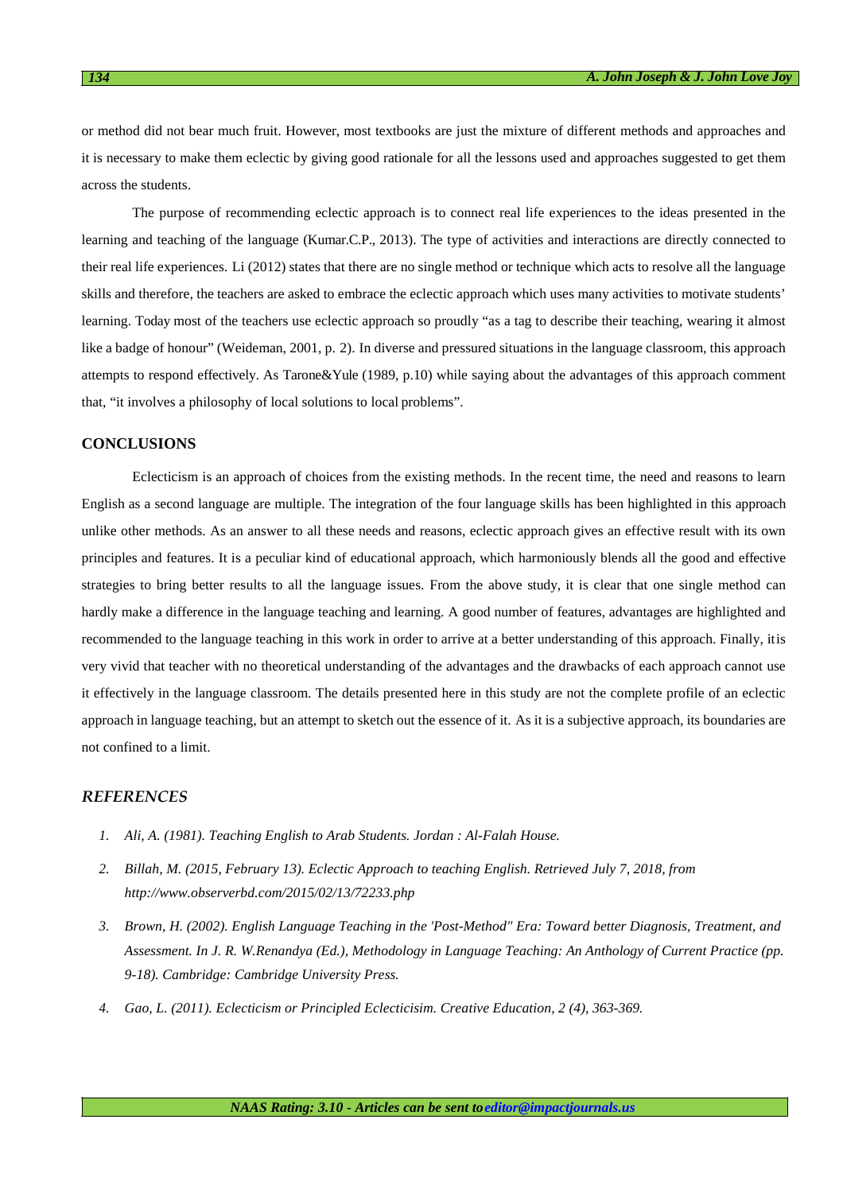or method did not bear much fruit. However, most textbooks are just the mixture of different methods and approaches and it is necessary to make them eclectic by giving good rationale for all the lessons used and approaches suggested to get them across the students.

The purpose of recommending eclectic approach is to connect real life experiences to the ideas presented in the learning and teaching of the language (Kumar.C.P., 2013). The type of activities and interactions are directly connected to their real life experiences. Li (2012) states that there are no single method or technique which acts to resolve all the language skills and therefore, the teachers are asked to embrace the eclectic approach which uses many activities to motivate students' learning. Today most of the teachers use eclectic approach so proudly "as a tag to describe their teaching, wearing it almost like a badge of honour" (Weideman, 2001, p. 2). In diverse and pressured situations in the language classroom, this approach attempts to respond effectively. As Tarone&Yule (1989, p.10) while saying about the advantages of this approach comment that, "it involves a philosophy of local solutions to local problems".

## CONCLUSIONS

Eclecticism is an approach of choices from the existing methods. In the recent time, the need and reasons to learn English as a second language are multiple. The integration of the four language skills has been highlighted in this approach unlike other methods. As an answer to all these needs and reasons, eclectic approach gives an effective result with its own principles and features. It is a peculiar kind of educational approach, which harmoniously blends all the good and effective strategies to bring better results to all the language issues. From the above study, it is clear that one single method can hardly make a difference in the language teaching and learning. A good number of features, advantages are highlighted and recommended to the language teaching in this work in order to arrive at a better understanding of this approach. Finally, itis very vivid that teacher with no theoretical understanding of the advantages and the drawbacks of each approach cannot use it effectively in the language classroom. The details presented here in this study are not the complete profile of an eclectic approach in language teaching, but an attempt to sketch out the essence of it. As it is a subjective approach, its boundaries are not confined to a limit.

## *REFERENCES*

1. *Ali, A. (1981). Teaching English to Arab Students. Jordan : Al-Falah House.*
2. *Billah, M. (2015, February 13). Eclectic Approach to teaching English. Retrieved July 7, 2018, from http://www.observerbd.com/2015/02/13/72233.php*
3. *Brown, H. (2002). English Language Teaching in the 'Post-Method" Era: Toward better Diagnosis, Treatment, and Assessment. In J. R. W.Renandya (Ed.), Methodology in Language Teaching: An Anthology of Current Practice (pp. 9-18). Cambridge: Cambridge University Press.*
4. *Gao, L. (2011). Eclecticism or Principled Eclecticisim. Creative Education, 2 (4), 363-369.*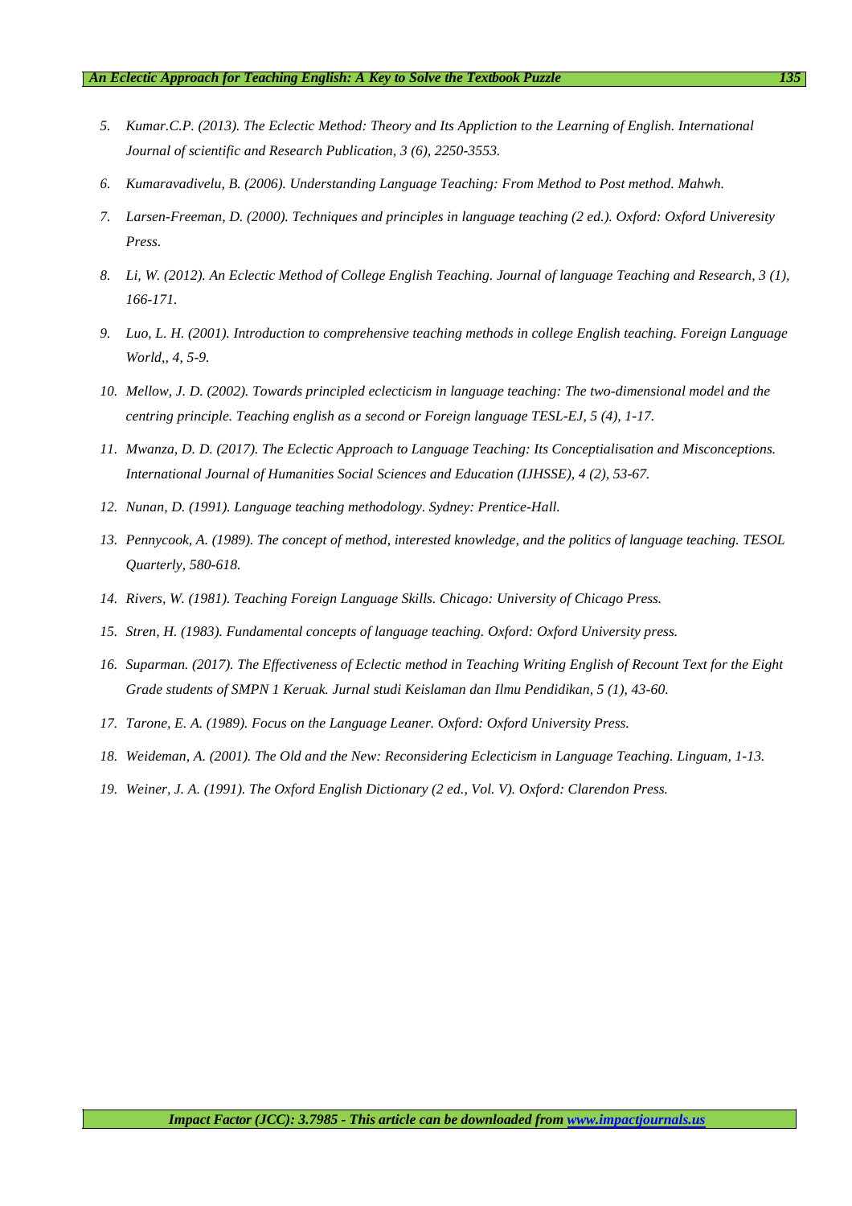5. *Kumar.C.P. (2013). The Eclectic Method: Theory and Its Appliction to the Learning of English. International Journal of scientific and Research Publication, 3 (6), 2250-3553.*
6. *Kumaravadivelu, B. (2006). Understanding Language Teaching: From Method to Post method. Mahwh.*
7. *Larsen-Freeman, D. (2000). Techniques and principles in language teaching (2 ed.). Oxford: Oxford Univeresity Press.*
8. *Li, W. (2012). An Eclectic Method of College English Teaching. Journal of language Teaching and Research, 3 (1), 166-171.*
9. *Luo, L. H. (2001). Introduction to comprehensive teaching methods in college English teaching. Foreign Language World,, 4, 5-9.*
10. *Mellow, J. D. (2002). Towards principled eclecticism in language teaching: The two-dimensional model and the centring principle. Teaching english as a second or Foreign language TESL-EJ, 5 (4), 1-17.*
11. *Mwanza, D. D. (2017). The Eclectic Approach to Language Teaching: Its Conceptialisation and Misconceptions. International Journal of Humanities Social Sciences and Education (IJHSSE), 4 (2), 53-67.*
12. *Nunan, D. (1991). Language teaching methodology. Sydney: Prentice-Hall.*
13. *Pennycook, A. (1989). The concept of method, interested knowledge, and the politics of language teaching. TESOL Quarterly, 580-618.*
14. *Rivers, W. (1981). Teaching Foreign Language Skills. Chicago: University of Chicago Press.*
15. *Stren, H. (1983). Fundamental concepts of language teaching. Oxford: Oxford University press.*
16. *Suparman. (2017). The Effectiveness of Eclectic method in Teaching Writing English of Recount Text for the Eight Grade students of SMPN 1 Keruak. Jurnal studi Keislaman dan Ilmu Pendidikan, 5 (1), 43-60.*
17. *Tarone, E. A. (1989). Focus on the Language Leaner. Oxford: Oxford University Press.*
18. *Weideman, A. (2001). The Old and the New: Reconsidering Eclecticism in Language Teaching. Linguam, 1-13.*
19. *Weiner, J. A. (1991). The Oxford English Dictionary (2 ed., Vol. V). Oxford: Clarendon Press.*